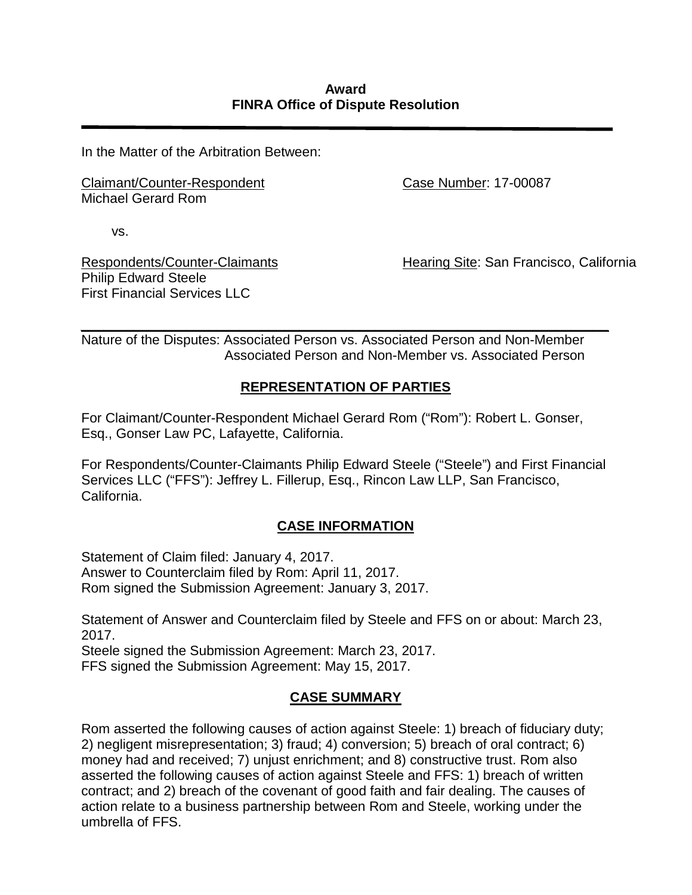**Award**
**FINRA Office of Dispute Resolution**

---

In the Matter of the Arbitration Between:

Claimant/Counter-Respondent
Michael Gerard Rom

Case Number: 17-00087

vs.

Respondents/Counter-Claimants
Philip Edward Steele
First Financial Services LLC

Hearing Site: San Francisco, California

---

Nature of the Disputes: Associated Person vs. Associated Person and Non-Member
Associated Person and Non-Member vs. Associated Person

## REPRESENTATION OF PARTIES

For Claimant/Counter-Respondent Michael Gerard Rom ("Rom"): Robert L. Gonser, Esq., Gonser Law PC, Lafayette, California.

For Respondents/Counter-Claimants Philip Edward Steele ("Steele") and First Financial Services LLC ("FFS"): Jeffrey L. Fillerup, Esq., Rincon Law LLP, San Francisco, California.

## CASE INFORMATION

Statement of Claim filed: January 4, 2017.
Answer to Counterclaim filed by Rom: April 11, 2017.
Rom signed the Submission Agreement: January 3, 2017.

Statement of Answer and Counterclaim filed by Steele and FFS on or about: March 23, 2017.
Steele signed the Submission Agreement: March 23, 2017.
FFS signed the Submission Agreement: May 15, 2017.

## CASE SUMMARY

Rom asserted the following causes of action against Steele: 1) breach of fiduciary duty; 2) negligent misrepresentation; 3) fraud; 4) conversion; 5) breach of oral contract; 6) money had and received; 7) unjust enrichment; and 8) constructive trust. Rom also asserted the following causes of action against Steele and FFS: 1) breach of written contract; and 2) breach of the covenant of good faith and fair dealing. The causes of action relate to a business partnership between Rom and Steele, working under the umbrella of FFS.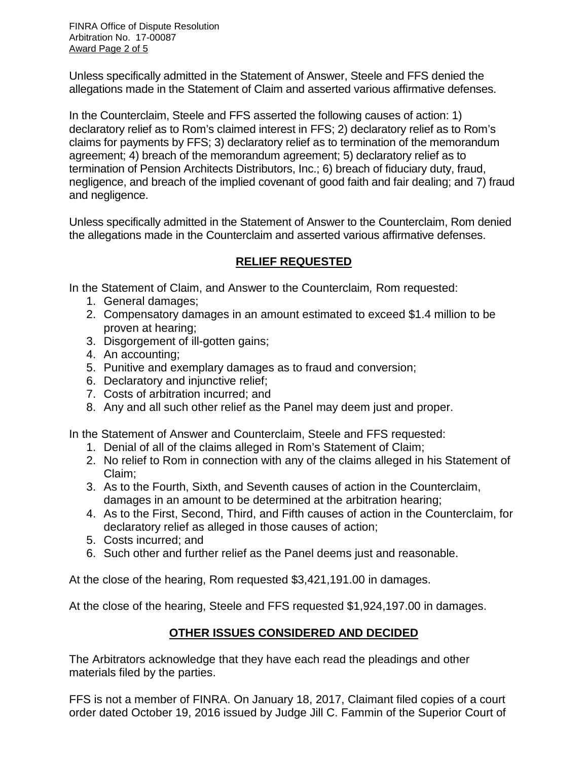Unless specifically admitted in the Statement of Answer, Steele and FFS denied the allegations made in the Statement of Claim and asserted various affirmative defenses.

In the Counterclaim, Steele and FFS asserted the following causes of action: 1) declaratory relief as to Rom's claimed interest in FFS; 2) declaratory relief as to Rom's claims for payments by FFS; 3) declaratory relief as to termination of the memorandum agreement; 4) breach of the memorandum agreement; 5) declaratory relief as to termination of Pension Architects Distributors, Inc.; 6) breach of fiduciary duty, fraud, negligence, and breach of the implied covenant of good faith and fair dealing; and 7) fraud and negligence.

Unless specifically admitted in the Statement of Answer to the Counterclaim, Rom denied the allegations made in the Counterclaim and asserted various affirmative defenses.

## RELIEF REQUESTED

In the Statement of Claim, and Answer to the Counterclaim*,* Rom requested:

1. General damages;
2. Compensatory damages in an amount estimated to exceed $1.4 million to be proven at hearing;
3. Disgorgement of ill-gotten gains;
4. An accounting;
5. Punitive and exemplary damages as to fraud and conversion;
6. Declaratory and injunctive relief;
7. Costs of arbitration incurred; and
8. Any and all such other relief as the Panel may deem just and proper.

In the Statement of Answer and Counterclaim, Steele and FFS requested:

1. Denial of all of the claims alleged in Rom's Statement of Claim;
2. No relief to Rom in connection with any of the claims alleged in his Statement of Claim;
3. As to the Fourth, Sixth, and Seventh causes of action in the Counterclaim, damages in an amount to be determined at the arbitration hearing;
4. As to the First, Second, Third, and Fifth causes of action in the Counterclaim, for declaratory relief as alleged in those causes of action;
5. Costs incurred; and
6. Such other and further relief as the Panel deems just and reasonable.

At the close of the hearing, Rom requested $3,421,191.00 in damages.

At the close of the hearing, Steele and FFS requested $1,924,197.00 in damages.

## OTHER ISSUES CONSIDERED AND DECIDED

The Arbitrators acknowledge that they have each read the pleadings and other materials filed by the parties.

FFS is not a member of FINRA. On January 18, 2017, Claimant filed copies of a court order dated October 19, 2016 issued by Judge Jill C. Fammin of the Superior Court of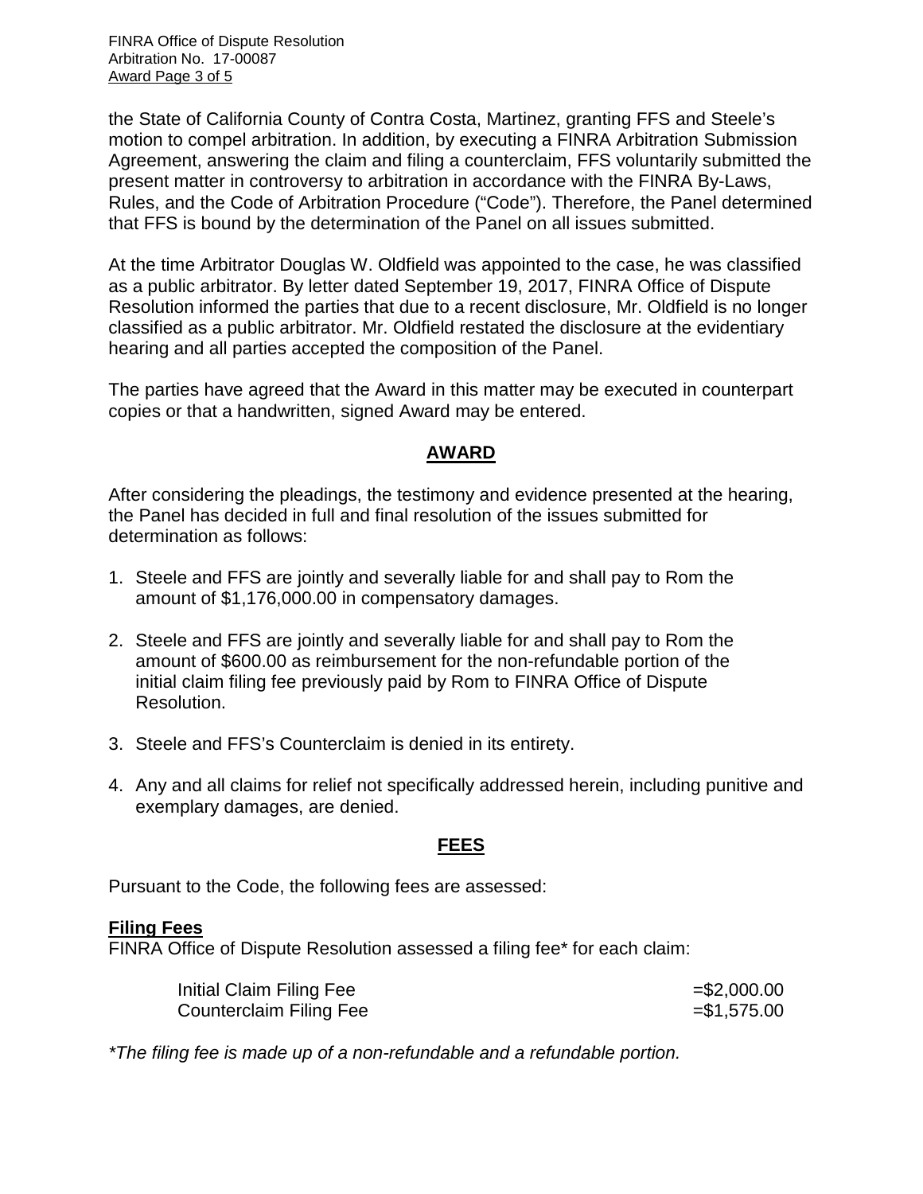the State of California County of Contra Costa, Martinez, granting FFS and Steele's motion to compel arbitration. In addition, by executing a FINRA Arbitration Submission Agreement, answering the claim and filing a counterclaim, FFS voluntarily submitted the present matter in controversy to arbitration in accordance with the FINRA By-Laws, Rules, and the Code of Arbitration Procedure ("Code"). Therefore, the Panel determined that FFS is bound by the determination of the Panel on all issues submitted.

At the time Arbitrator Douglas W. Oldfield was appointed to the case, he was classified as a public arbitrator. By letter dated September 19, 2017, FINRA Office of Dispute Resolution informed the parties that due to a recent disclosure, Mr. Oldfield is no longer classified as a public arbitrator. Mr. Oldfield restated the disclosure at the evidentiary hearing and all parties accepted the composition of the Panel.

The parties have agreed that the Award in this matter may be executed in counterpart copies or that a handwritten, signed Award may be entered.

## AWARD

After considering the pleadings, the testimony and evidence presented at the hearing, the Panel has decided in full and final resolution of the issues submitted for determination as follows:

1. Steele and FFS are jointly and severally liable for and shall pay to Rom the amount of $1,176,000.00 in compensatory damages.

2. Steele and FFS are jointly and severally liable for and shall pay to Rom the amount of $600.00 as reimbursement for the non-refundable portion of the initial claim filing fee previously paid by Rom to FINRA Office of Dispute Resolution.

3. Steele and FFS's Counterclaim is denied in its entirety.

4. Any and all claims for relief not specifically addressed herein, including punitive and exemplary damages, are denied.

## FEES

Pursuant to the Code, the following fees are assessed:

**Filing Fees**
FINRA Office of Dispute Resolution assessed a filing fee* for each claim:

| | |
|---|---|
| Initial Claim Filing Fee | =$2,000.00 |
| Counterclaim Filing Fee | =$1,575.00 |

*\*The filing fee is made up of a non-refundable and a refundable portion.*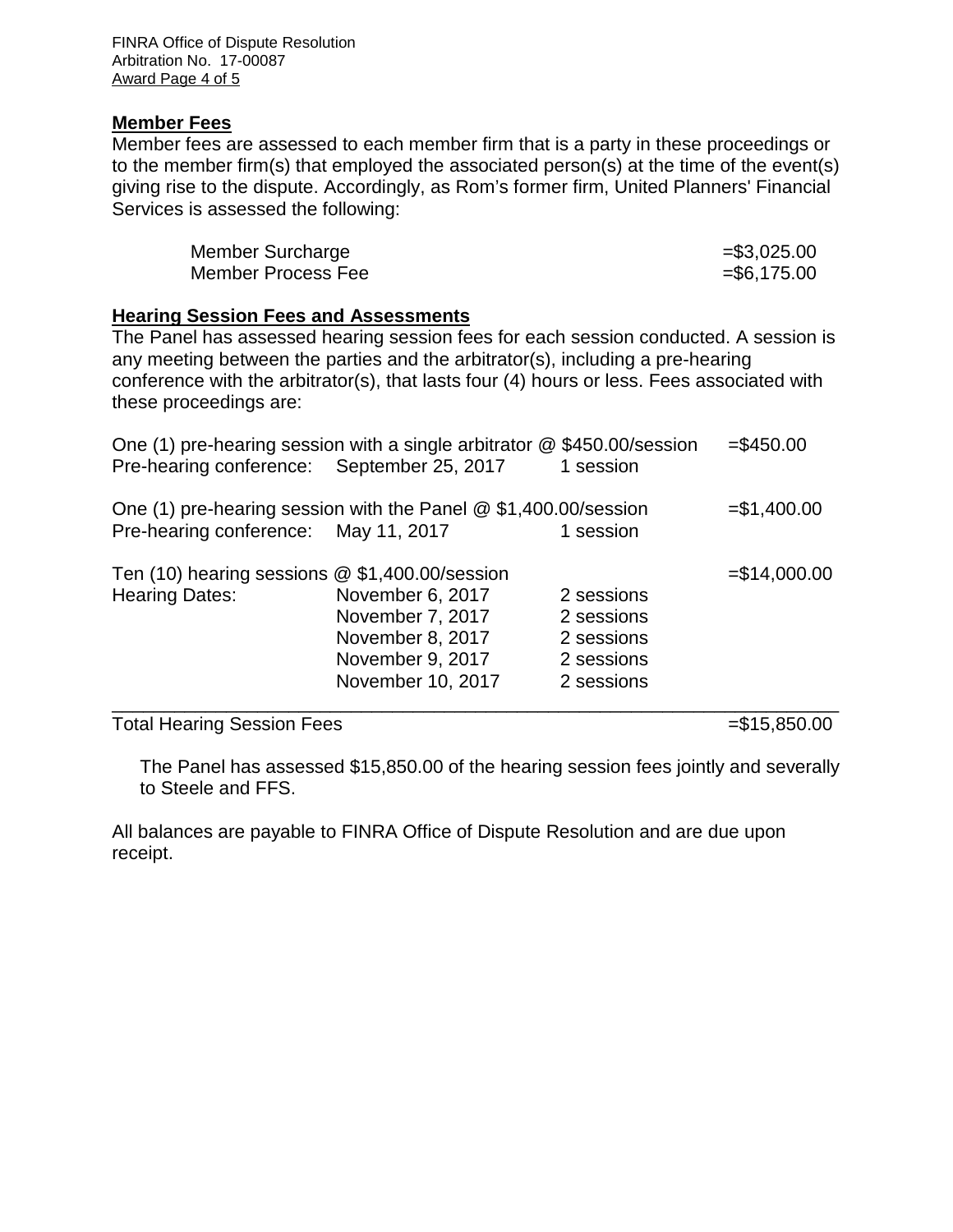**Member Fees**

Member fees are assessed to each member firm that is a party in these proceedings or to the member firm(s) that employed the associated person(s) at the time of the event(s) giving rise to the dispute. Accordingly, as Rom's former firm, United Planners' Financial Services is assessed the following:

| | |
|---|---|
| Member Surcharge | =$3,025.00 |
| Member Process Fee | =$6,175.00 |

**Hearing Session Fees and Assessments**

The Panel has assessed hearing session fees for each session conducted. A session is any meeting between the parties and the arbitrator(s), including a pre-hearing conference with the arbitrator(s), that lasts four (4) hours or less. Fees associated with these proceedings are:

| | | | |
|---|---|---|---|
| One (1) pre-hearing session with a single arbitrator @ $450.00/session | | | =$450.00 |
| Pre-hearing conference: | September 25, 2017 | 1 session | |
| One (1) pre-hearing session with the Panel @ $1,400.00/session | | | =$1,400.00 |
| Pre-hearing conference: | May 11, 2017 | 1 session | |
| Ten (10) hearing sessions @ $1,400.00/session | | | =$14,000.00 |
| Hearing Dates: | November 6, 2017 | 2 sessions | |
| | November 7, 2017 | 2 sessions | |
| | November 8, 2017 | 2 sessions | |
| | November 9, 2017 | 2 sessions | |
| | November 10, 2017 | 2 sessions | |
| Total Hearing Session Fees | | | =$15,850.00 |

The Panel has assessed $15,850.00 of the hearing session fees jointly and severally to Steele and FFS.

All balances are payable to FINRA Office of Dispute Resolution and are due upon receipt.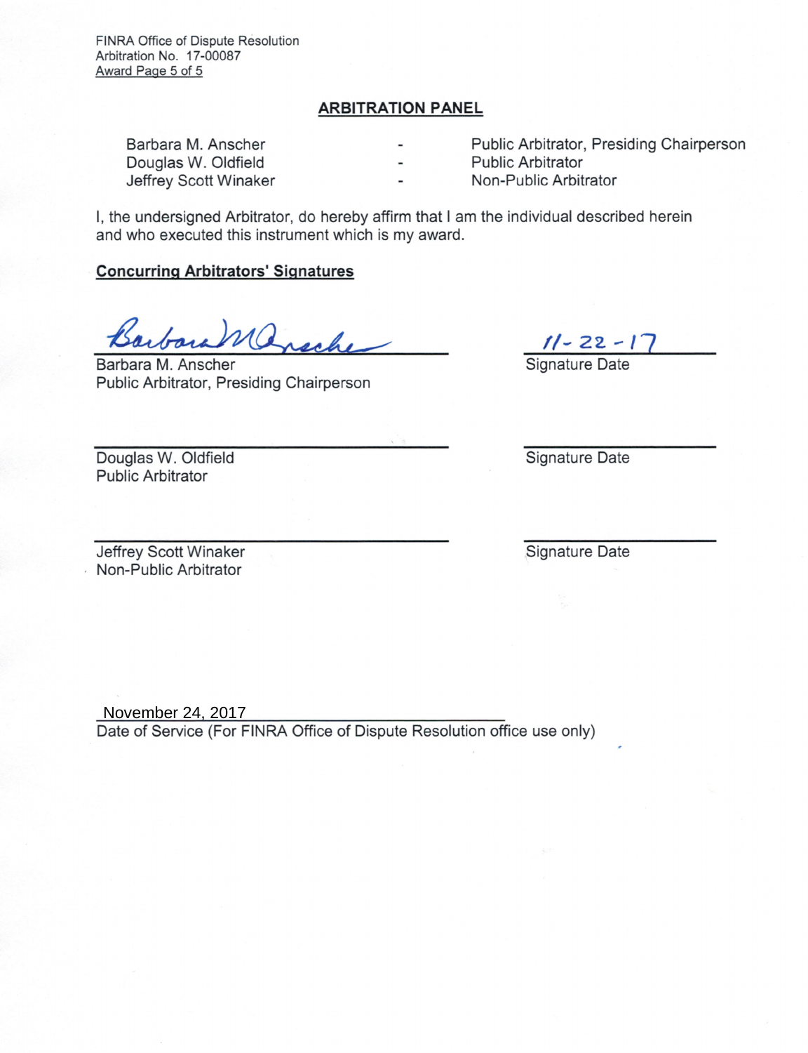## ARBITRATION PANEL

| | | |
|---|---|---|
| Barbara M. Anscher | - | Public Arbitrator, Presiding Chairperson |
| Douglas W. Oldfield | - | Public Arbitrator |
| Jeffrey Scott Winaker | - | Non-Public Arbitrator |

I, the undersigned Arbitrator, do hereby affirm that I am the individual described herein and who executed this instrument which is my award.

**Concurring Arbitrators' Signatures**

Barbara M. Anscher
Barbara M. Anscher
Public Arbitrator, Presiding Chairperson

11-22-17
Signature Date

Douglas W. Oldfield
Public Arbitrator

Signature Date

Jeffrey Scott Winaker
Non-Public Arbitrator

Signature Date

November 24, 2017
Date of Service (For FINRA Office of Dispute Resolution office use only)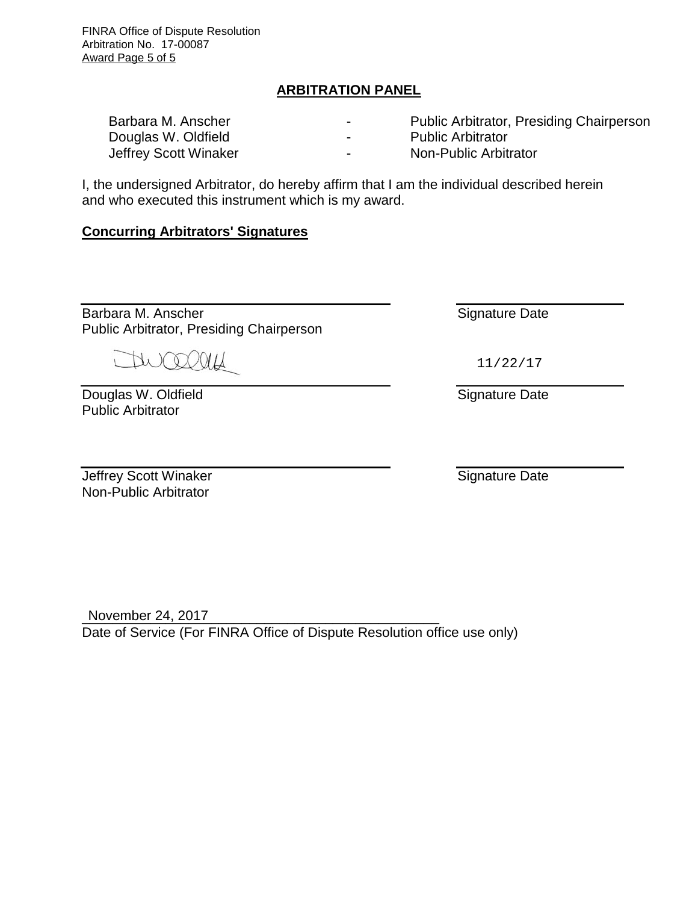## ARBITRATION PANEL

| | | |
|---|---|---|
| Barbara M. Anscher | - | Public Arbitrator, Presiding Chairperson |
| Douglas W. Oldfield | - | Public Arbitrator |
| Jeffrey Scott Winaker | - | Non-Public Arbitrator |

I, the undersigned Arbitrator, do hereby affirm that I am the individual described herein and who executed this instrument which is my award.

**Concurring Arbitrators' Signatures**

| | |
|---|---|
| Barbara M. Anscher<br>Public Arbitrator, Presiding Chairperson | Signature Date |
| Douglas W. Oldfield<br>Public Arbitrator | 11/22/17<br>Signature Date |
| Jeffrey Scott Winaker<br>Non-Public Arbitrator | Signature Date |

November 24, 2017

Date of Service (For FINRA Office of Dispute Resolution office use only)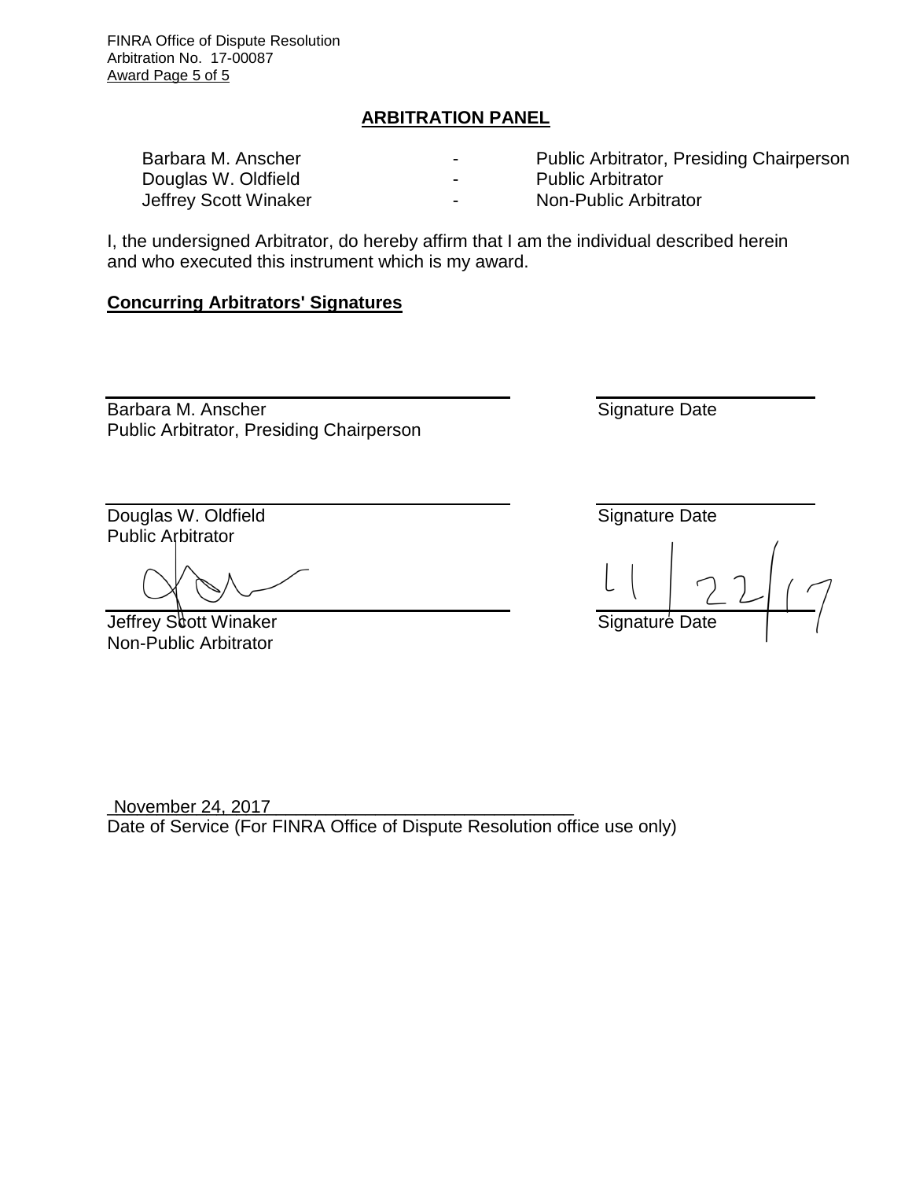## ARBITRATION PANEL

| | | |
|---|---|---|
| Barbara M. Anscher | - | Public Arbitrator, Presiding Chairperson |
| Douglas W. Oldfield | - | Public Arbitrator |
| Jeffrey Scott Winaker | - | Non-Public Arbitrator |

I, the undersigned Arbitrator, do hereby affirm that I am the individual described herein and who executed this instrument which is my award.

**Concurring Arbitrators' Signatures**

\_\_\_\_\_\_\_\_\_\_\_\_\_\_\_\_\_\_\_\_\_\_\_\_\_\_\_\_\_\_\_\_ \_\_\_\_\_\_\_\_\_\_\_\_\_\_\_\_
Barbara M. Anscher — Signature Date
Public Arbitrator, Presiding Chairperson

\_\_\_\_\_\_\_\_\_\_\_\_\_\_\_\_\_\_\_\_\_\_\_\_\_\_\_\_\_\_\_\_ \_\_\_\_\_\_\_\_\_\_\_\_\_\_\_\_
Douglas W. Oldfield — Signature Date
Public Arbitrator

[Signature] — 11/22/17
Jeffrey Scott Winaker — Signature Date
Non-Public Arbitrator

November 24, 2017
Date of Service (For FINRA Office of Dispute Resolution office use only)